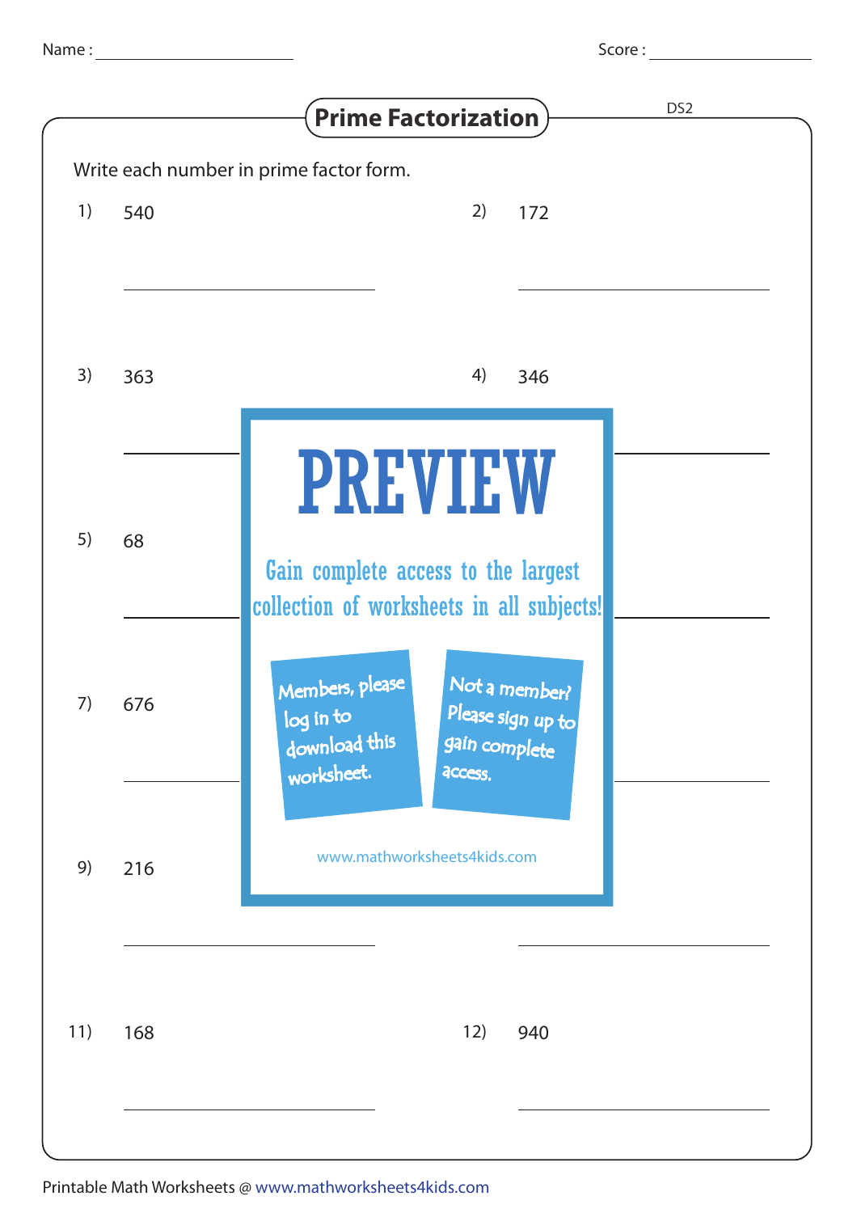Name : ____________________ Score : ____________________

# Prime Factorization

DS2

Write each number in prime factor form.

1) 540

2) 172

3) 363

4) 346

5) 68

7) 676

9) 216

11) 168

12) 940

PREVIEW

Gain complete access to the largest collection of worksheets in all subjects!

Members, please log in to download this worksheet.

Not a member? Please sign up to gain complete access.

www.mathworksheets4kids.com

Printable Math Worksheets @ www.mathworksheets4kids.com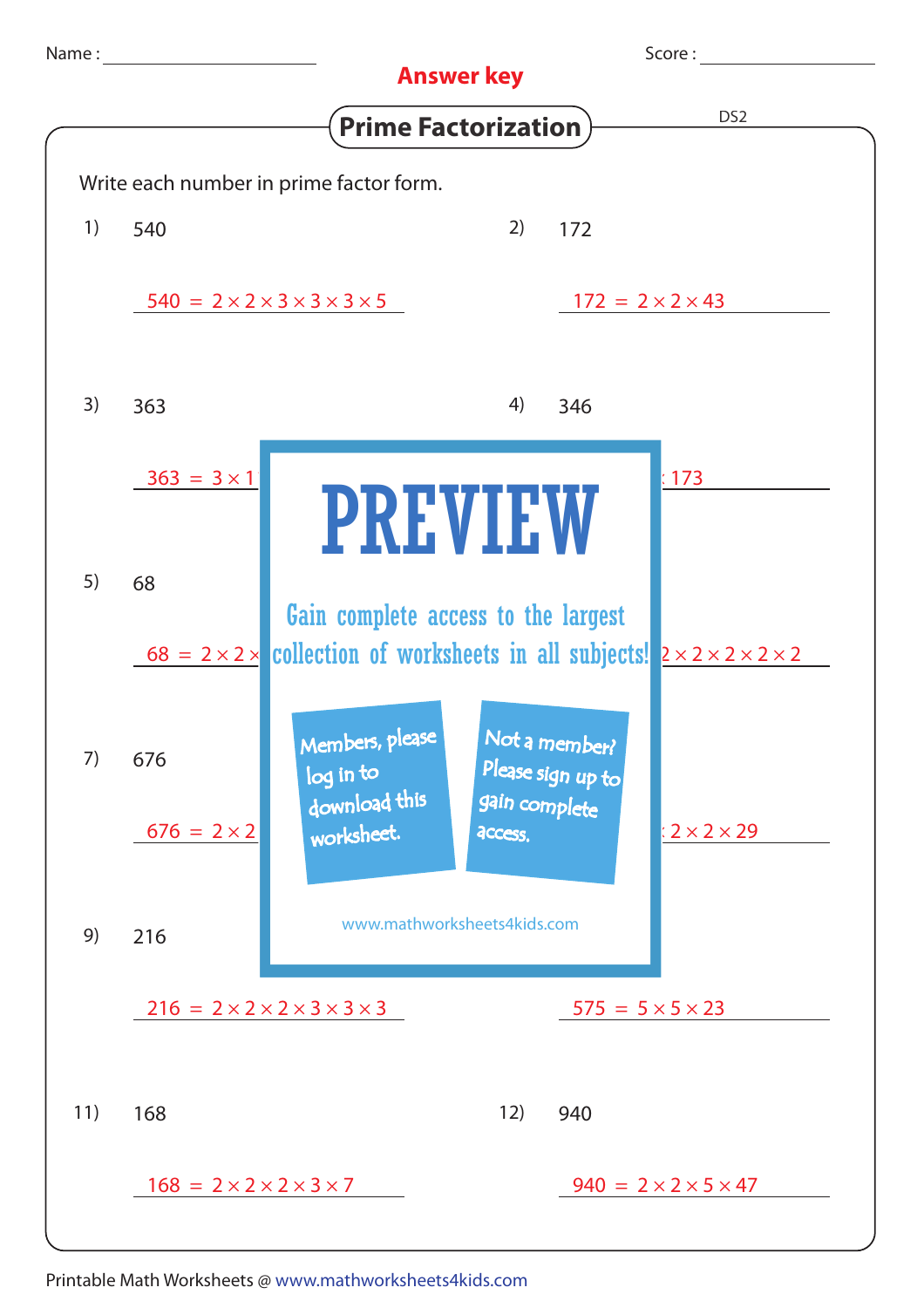Name : ____________________ Score : ____________________

**Answer key**

# Prime Factorization

DS2

Write each number in prime factor form.

1) 540

$540 = 2 \times 2 \times 3 \times 3 \times 3 \times 5$

2) 172

$172 = 2 \times 2 \times 43$

3) 363

$363 = 3 \times 1$

4) 346

$\times 173$

5) 68

$68 = 2 \times 2 \times$

6)

$2 \times 2 \times 2 \times 2 \times 2$

7) 676

$676 = 2 \times 2$

8)

$\times 2 \times 2 \times 29$

9) 216

$216 = 2 \times 2 \times 2 \times 3 \times 3 \times 3$

10)

$575 = 5 \times 5 \times 23$

11) 168

$168 = 2 \times 2 \times 2 \times 3 \times 7$

12) 940

$940 = 2 \times 2 \times 5 \times 47$

PREVIEW

Gain complete access to the largest collection of worksheets in all subjects!

Members, please log in to download this worksheet.

Not a member? Please sign up to gain complete access.

www.mathworksheets4kids.com

Printable Math Worksheets @ www.mathworksheets4kids.com